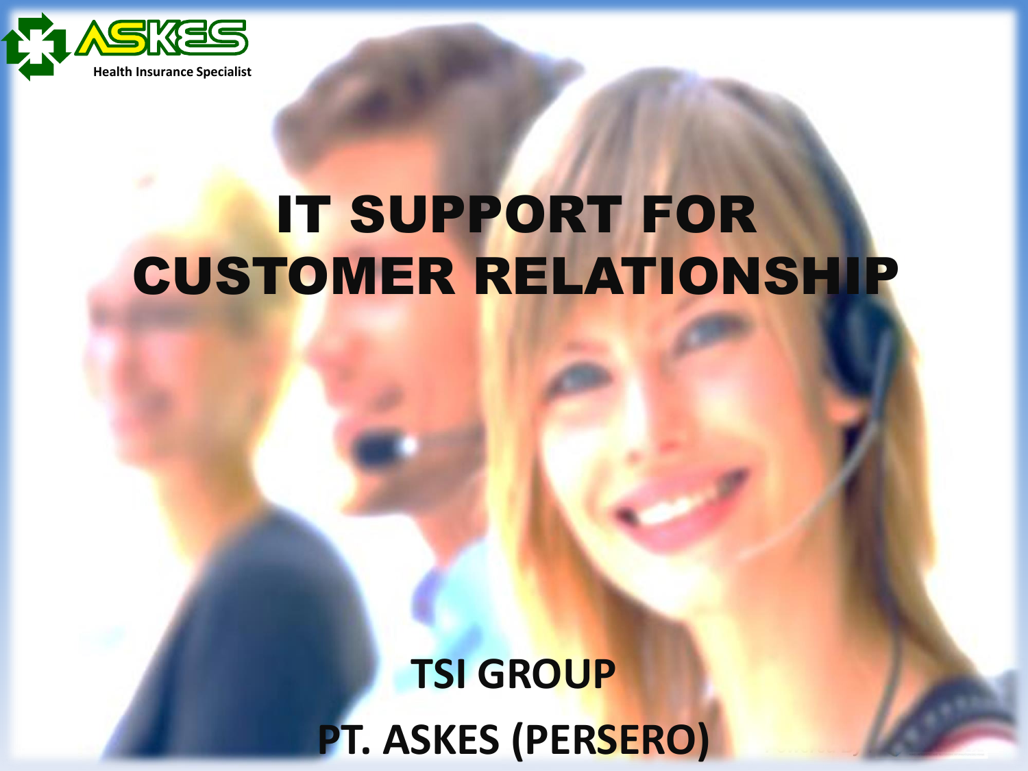ASKES

Health Insurance Specialist

# IT SUPPORT FOR CUSTOMER RELATIONSHIP

**TSI GROUP**

**PT. ASKES (PERSERO)**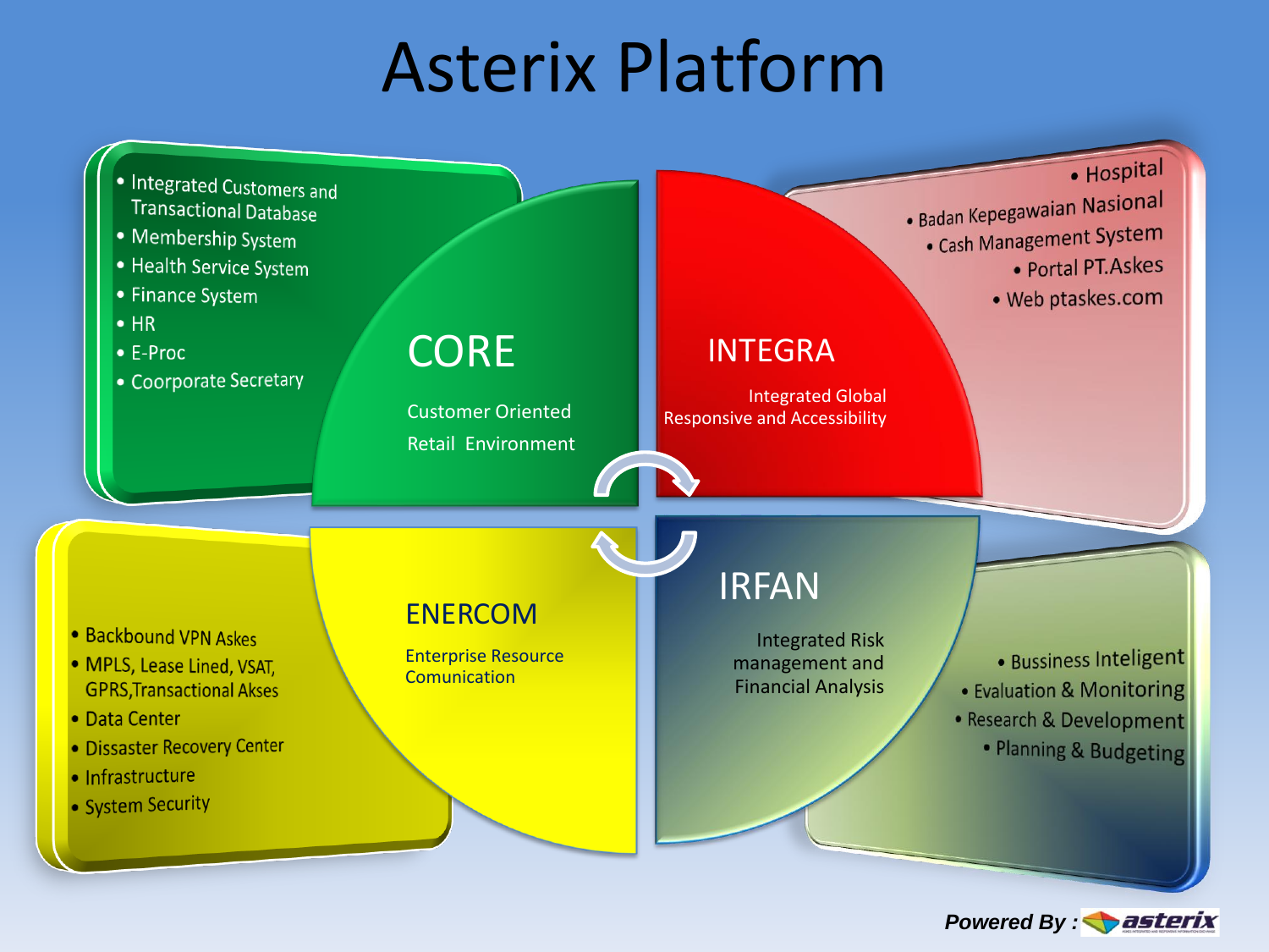# Asterix Platform

## CORE

Customer Oriented Retail Environment

- Integrated Customers and Transactional Database
- Membership System
- Health Service System
- Finance System
- HR
- E-Proc
- Coorporate Secretary

## INTEGRA

Integrated Global Responsive and Accessibility

- Hospital
- Badan Kepegawaian Nasional
- Cash Management System
- Portal PT.Askes
- Web ptaskes.com

## ENERCOM

Enterprise Resource Comunication

- Backbound VPN Askes
- MPLS, Lease Lined, VSAT, GPRS,Transactional Akses
- Data Center
- Dissaster Recovery Center
- Infrastructure
- System Security

## IRFAN

Integrated Risk management and Financial Analysis

- Bussiness Inteligent
- Evaluation & Monitoring
- Research & Development
- Planning & Budgeting

***Powered By :*** asterix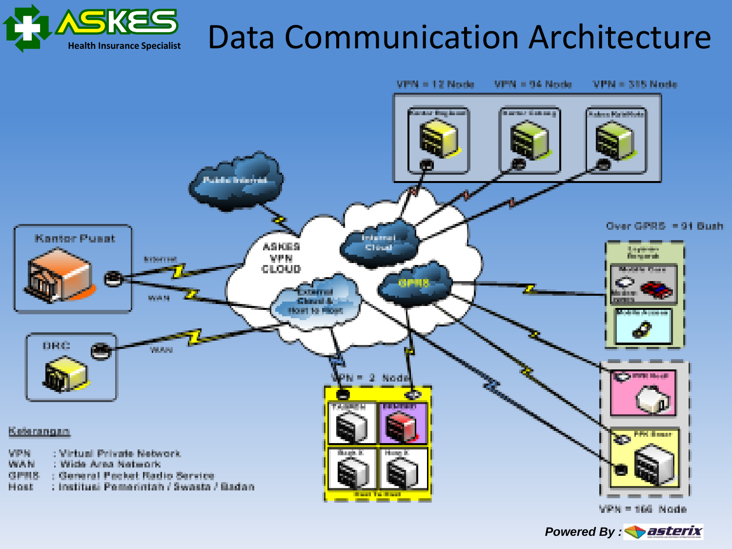# Data Communication Architecture

ASKES
Health Insurance Specialist

VPN = 12 Node VPN = 94 Node VPN = 315 Node

Kantor Regional | Kantor Cabang | Askes Kab/Kota

Public Internet

ASKES VPN CLOUD

Internal Cloud

GPRS

External Cloud & Host to Host

Kantor Pusat

Internet

WAN

DRC

WAN

Over GPRS = 91 Buah

VPN = 2 Node

Host To Host

VPN = 166 Node

Kelarangan

VPN : Virtual Private Network
WAN : Wide Area Network
GPRS : General Packet Radio Service
Host : Institusi Pemerintah / Swasta / Badan

Powered By : asterix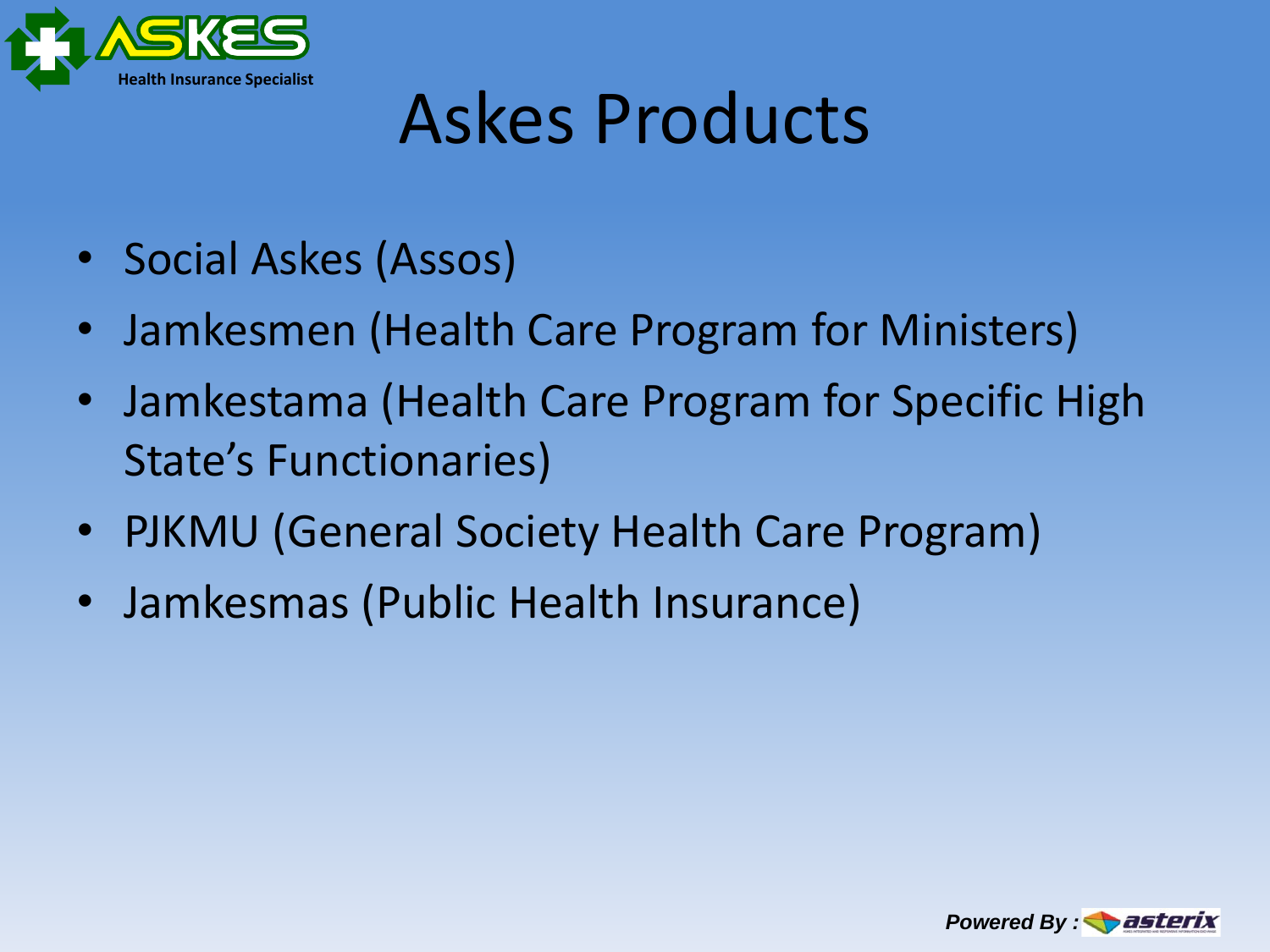# Askes Products

- Social Askes (Assos)
- Jamkesmen (Health Care Program for Ministers)
- Jamkestama (Health Care Program for Specific High State's Functionaries)
- PJKMU (General Society Health Care Program)
- Jamkesmas (Public Health Insurance)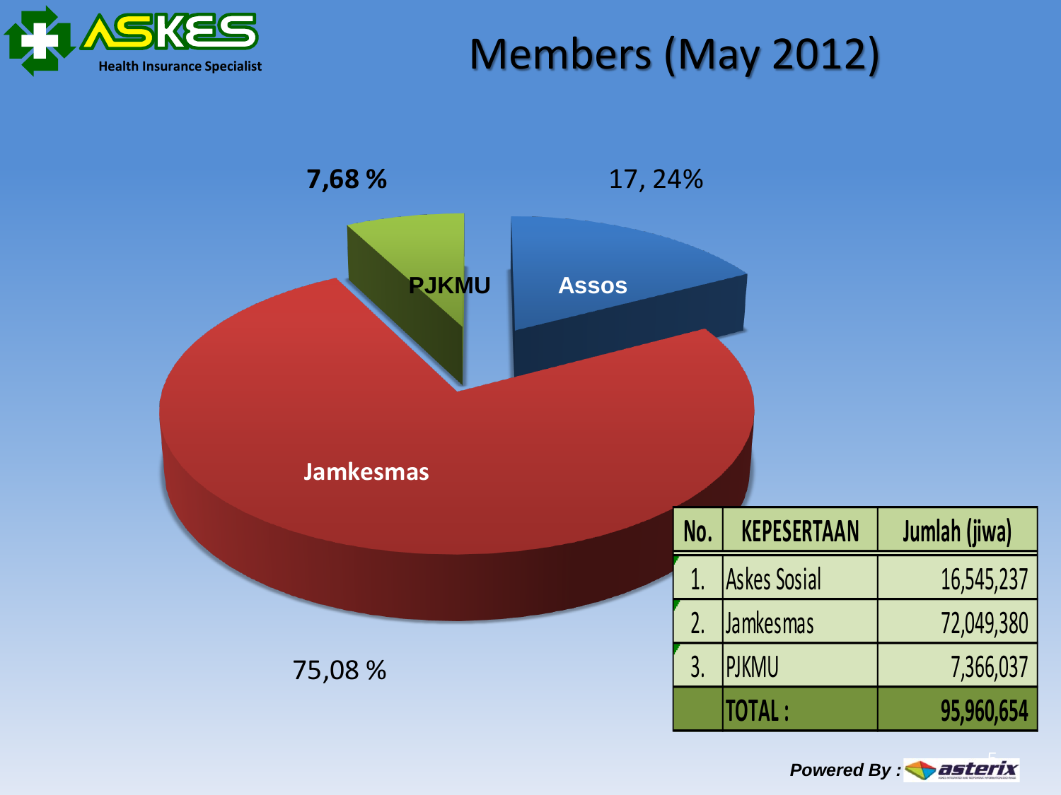# Members (May 2012)

7,68 % — PJKMU

17, 24% — Assos

75,08 % — Jamkesmas

| No. | KEPESERTAAN | Jumlah (jiwa) |
|---|---|---|
| 1. | Askes Sosial | 16,545,237 |
| 2. | Jamkesmas | 72,049,380 |
| 3. | PJKMU | 7,366,037 |
| | **TOTAL :** | **95,960,654** |

*Powered By :* asterix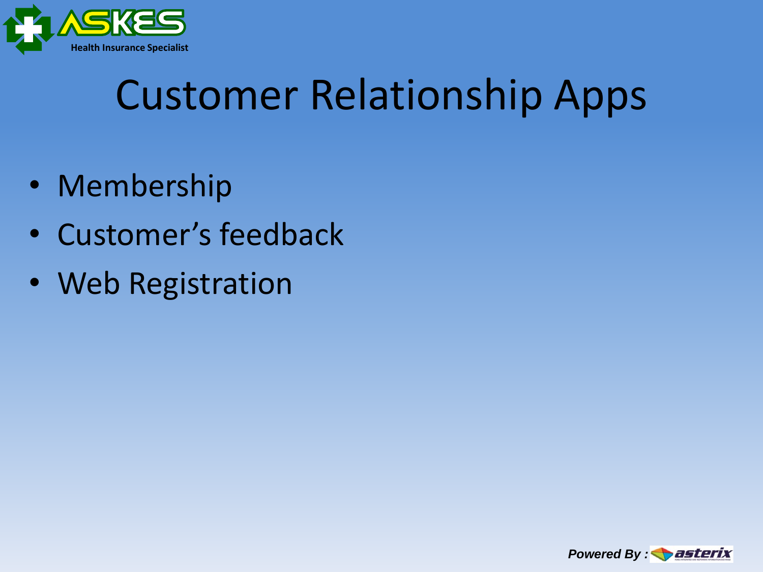# Customer Relationship Apps

- Membership
- Customer's feedback
- Web Registration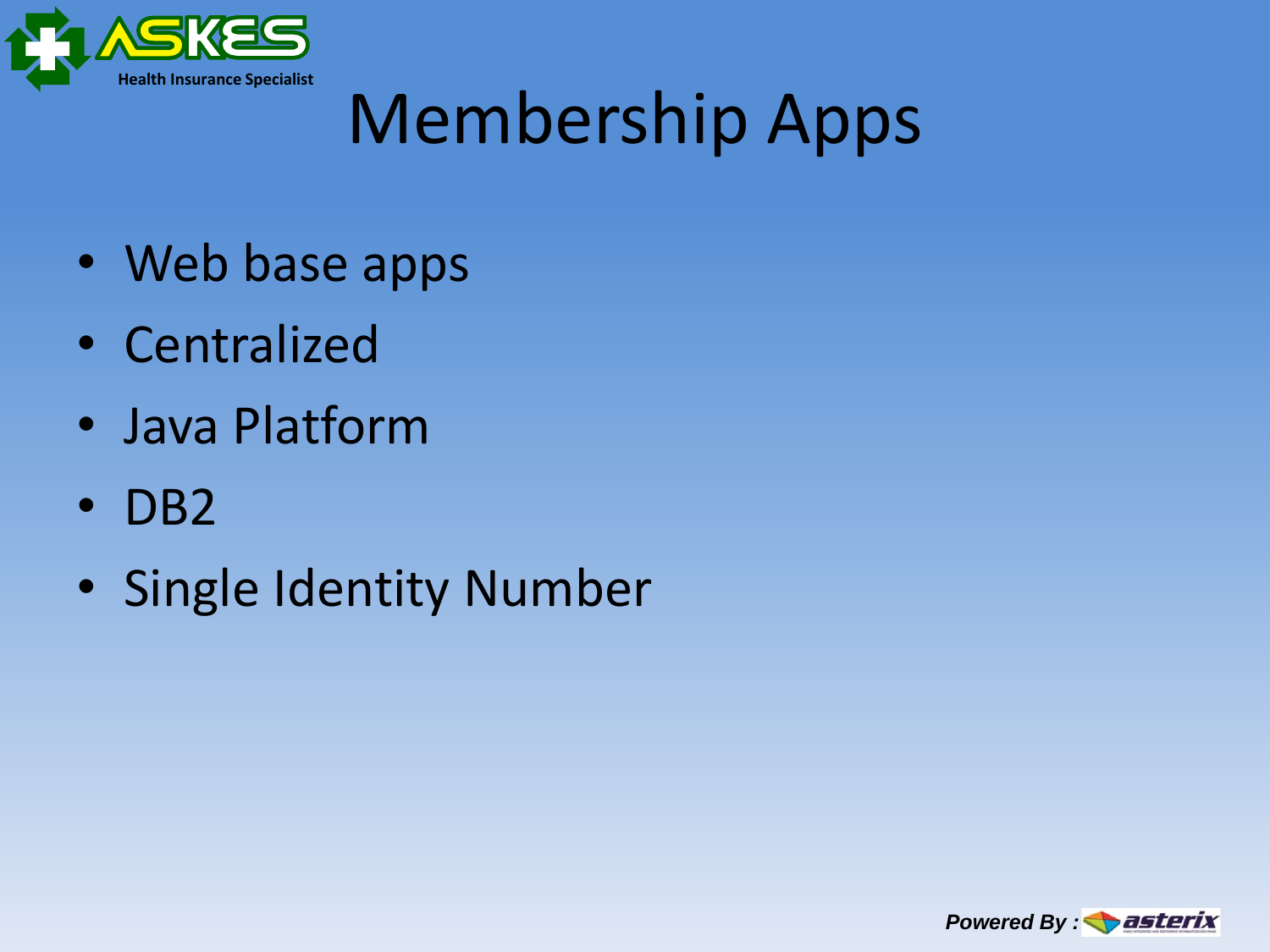# Membership Apps

- Web base apps
- Centralized
- Java Platform
- DB2
- Single Identity Number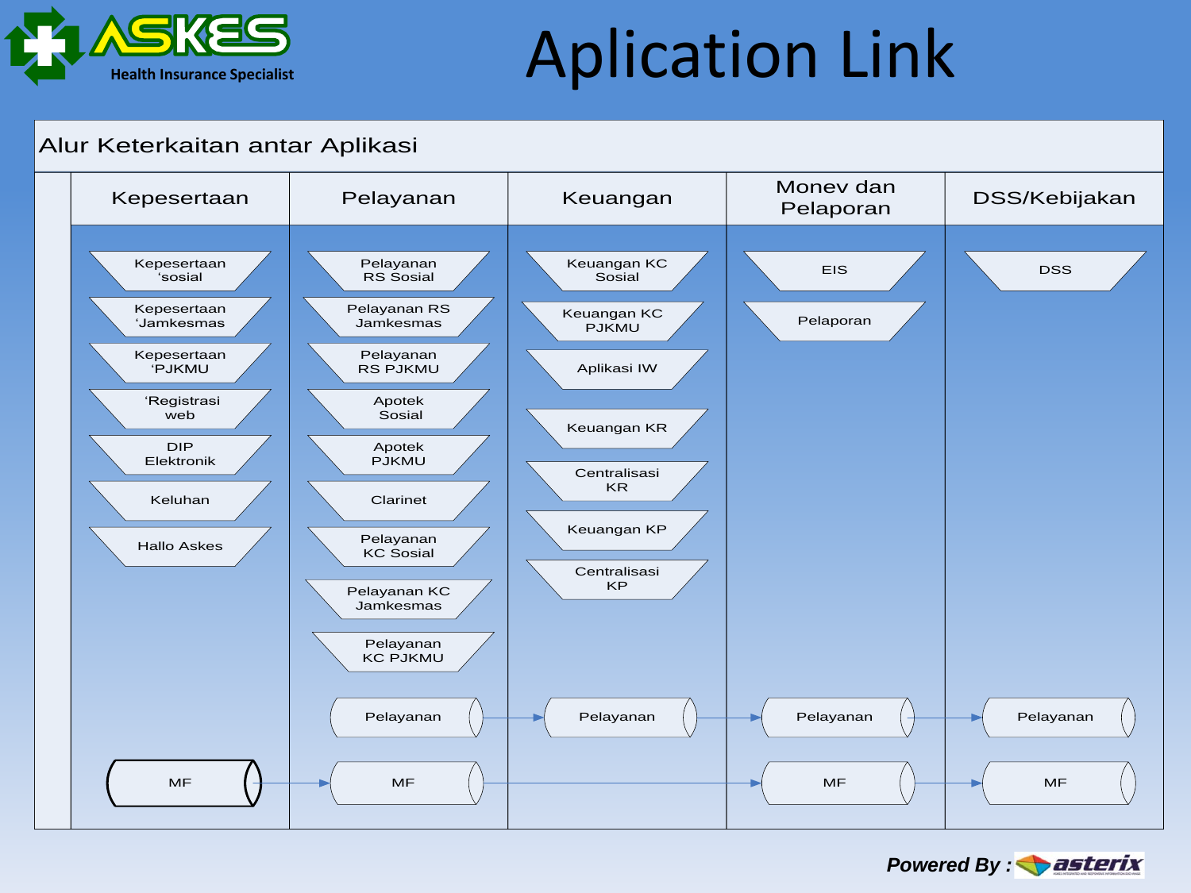# Aplication Link

## Alur Keterkaitan antar Aplikasi

| Kepesertaan | Pelayanan | Keuangan | Monev dan Pelaporan | DSS/Kebijakan |
|---|---|---|---|---|
| Kepesertaan 'sosial | Pelayanan RS Sosial | Keuangan KC Sosial | EIS | DSS |
| Kepesertaan 'Jamkesmas | Pelayanan RS Jamkesmas | Keuangan KC PJKMU | Pelaporan | |
| Kepesertaan 'PJKMU | Pelayanan RS PJKMU | Aplikasi IW | | |
| 'Registrasi web | Apotek Sosial | Keuangan KR | | |
| DIP Elektronik | Apotek PJKMU | Centralisasi KR | | |
| Keluhan | Clarinet | Keuangan KP | | |
| Hallo Askes | Pelayanan KC Sosial | Centralisasi KP | | |
| | Pelayanan KC Jamkesmas | | | |
| | Pelayanan KC PJKMU | | | |
| | Pelayanan → | Pelayanan → | Pelayanan → | Pelayanan |
| MF → | MF → | | MF → | MF |

**Powered By :** asterix